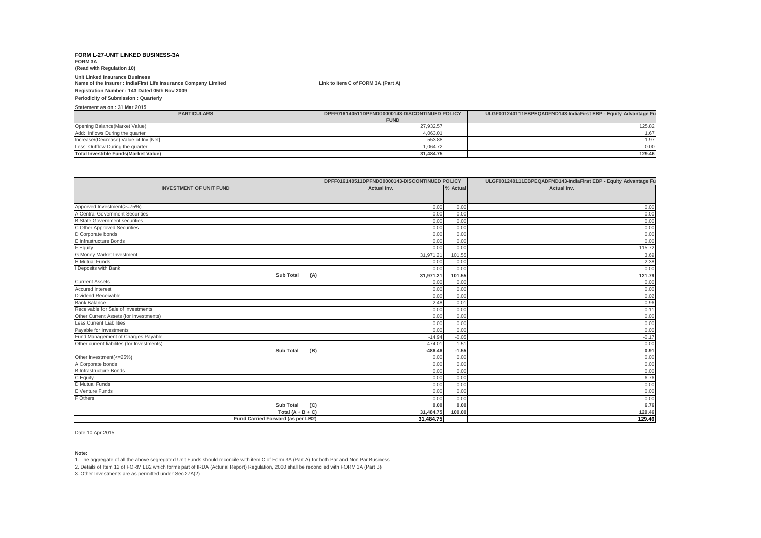**FORM L-27-UNIT LINKED BUSINESS-3A**

**FORM 3A**

**(Read with Regulation 10)**

**Unit Linked Insurance Business**

**Name of the Insurer : IndiaFirst Life Insurance Company Limited** **Link to Item C of FORM 3A (Part A)**

**Registration Number : 143 Dated 05th Nov 2009**

**Periodicity of Submission : Quarterly**

**Statement as on : 31 Mar 2015**

| PARTICULARS | DPFF016140511DPFND00000143-DISCONTINUED POLICY FUND | ULGF001240111EBPEQADFND143-IndiaFirst EBP - Equity Advantage Fu |
|---|---|---|
| Opening Balance(Market Value) | 27,932.57 | 125.82 |
| Add: Inflows During the quarter | 4,063.01 | 1.67 |
| Increase/(Decrease) Value of Inv [Net] | 553.88 | 1.97 |
| Less: Outflow During the quarter | 1,064.72 | 0.00 |
| **Total Investible Funds(Market Value)** | **31,484.75** | **129.46** |

| | DPFF016140511DPFND00000143-DISCONTINUED POLICY | | ULGF001240111EBPEQADFND143-IndiaFirst EBP - Equity Advantage Fu |
|---|---|---|---|
| **INVESTMENT OF UNIT FUND** | **Actual Inv.** | **% Actual** | **Actual Inv.** |
| Apporved Investment(>=75%) | 0.00 | 0.00 | 0.00 |
| A Central Government Securities | 0.00 | 0.00 | 0.00 |
| B State Government securities | 0.00 | 0.00 | 0.00 |
| C Other Approved Securities | 0.00 | 0.00 | 0.00 |
| D Corporate bonds | 0.00 | 0.00 | 0.00 |
| E Infrastructure Bonds | 0.00 | 0.00 | 0.00 |
| F Equity | 0.00 | 0.00 | 115.72 |
| G Money Market Investment | 31,971.21 | 101.55 | 3.69 |
| H Mutual Funds | 0.00 | 0.00 | 2.38 |
| I Deposits with Bank | 0.00 | 0.00 | 0.00 |
| **Sub Total (A)** | **31,971.21** | **101.55** | **121.79** |
| Currrent Assets | 0.00 | 0.00 | 0.00 |
| Accured Interest | 0.00 | 0.00 | 0.00 |
| Dividend Receivable | 0.00 | 0.00 | 0.02 |
| Bank Balance | 2.48 | 0.01 | 0.96 |
| Receivable for Sale of investments | 0.00 | 0.00 | 0.11 |
| Other Current Assets (for Investments) | 0.00 | 0.00 | 0.00 |
| Less:Current Liabilities | 0.00 | 0.00 | 0.00 |
| Payable for Investments | 0.00 | 0.00 | 0.00 |
| Fund Management of Charges Payable | -14.94 | -0.05 | -0.17 |
| Other current liabilites (for Investments) | -474.01 | -1.51 | 0.00 |
| **Sub Total (B)** | **-486.46** | **-1.55** | **0.91** |
| Other Investment(<=25%) | 0.00 | 0.00 | 0.00 |
| A Corporate bonds | 0.00 | 0.00 | 0.00 |
| B Infrastructure Bonds | 0.00 | 0.00 | 0.00 |
| C Equity | 0.00 | 0.00 | 6.76 |
| D Mutual Funds | 0.00 | 0.00 | 0.00 |
| E Venture Funds | 0.00 | 0.00 | 0.00 |
| F Others | 0.00 | 0.00 | 0.00 |
| **Sub Total (C)** | **0.00** | **0.00** | **6.76** |
| **Total (A + B + C)** | **31,484.75** | **100.00** | **129.46** |
| **Fund Carried Forward (as per LB2)** | **31,484.75** | | **129.46** |

Date:10 Apr 2015

**Note:**

1. The aggregate of all the above segregated Unit-Funds should reconcile with item C of Form 3A (Part A) for both Par and Non Par Business
2. Details of Item 12 of FORM LB2 which forms part of IRDA (Acturial Report) Regulation, 2000 shall be reconciled with FORM 3A (Part B)
3. Other Investments are as permitted under Sec 27A(2)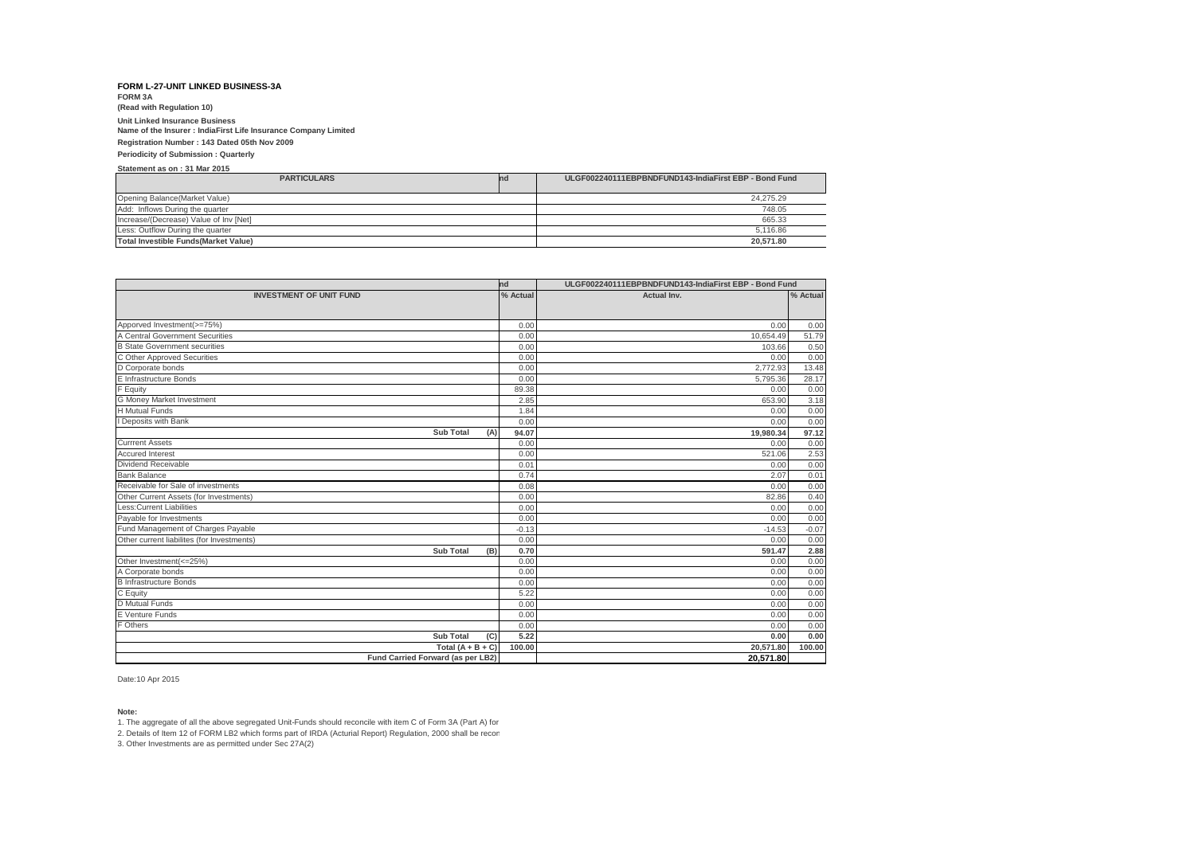**FORM L-27-UNIT LINKED BUSINESS-3A**

**FORM 3A**

**(Read with Regulation 10)**

**Unit Linked Insurance Business**

**Name of the Insurer : IndiaFirst Life Insurance Company Limited**

**Registration Number : 143 Dated 05th Nov 2009**

**Periodicity of Submission : Quarterly**

**Statement as on : 31 Mar 2015**

| PARTICULARS | nd | ULGF002240111EBPBNDFUND143-IndiaFirst EBP - Bond Fund |
|---|---|---|
| Opening Balance(Market Value) | | 24,275.29 |
| Add: Inflows During the quarter | | 748.05 |
| Increase/(Decrease) Value of Inv [Net] | | 665.33 |
| Less: Outflow During the quarter | | 5,116.86 |
| **Total Investible Funds(Market Value)** | | **20,571.80** |

| | nd | ULGF002240111EBPBNDFUND143-IndiaFirst EBP - Bond Fund | |
|---|---|---|---|
| **INVESTMENT OF UNIT FUND** | **% Actual** | **Actual Inv.** | **% Actual** |
| Apporved Investment(>=75%) | 0.00 | 0.00 | 0.00 |
| A Central Government Securities | 0.00 | 10,654.49 | 51.79 |
| B State Government securities | 0.00 | 103.66 | 0.50 |
| C Other Approved Securities | 0.00 | 0.00 | 0.00 |
| D Corporate bonds | 0.00 | 2,772.93 | 13.48 |
| E Infrastructure Bonds | 0.00 | 5,795.36 | 28.17 |
| F Equity | 89.38 | 0.00 | 0.00 |
| G Money Market Investment | 2.85 | 653.90 | 3.18 |
| H Mutual Funds | 1.84 | 0.00 | 0.00 |
| I Deposits with Bank | 0.00 | 0.00 | 0.00 |
| **Sub Total (A)** | **94.07** | **19,980.34** | **97.12** |
| Currrent Assets | 0.00 | 0.00 | 0.00 |
| Accured Interest | 0.00 | 521.06 | 2.53 |
| Dividend Receivable | 0.01 | 0.00 | 0.00 |
| Bank Balance | 0.74 | 2.07 | 0.01 |
| Receivable for Sale of investments | 0.08 | 0.00 | 0.00 |
| Other Current Assets (for Investments) | 0.00 | 82.86 | 0.40 |
| Less:Current Liabilities | 0.00 | 0.00 | 0.00 |
| Payable for Investments | 0.00 | 0.00 | 0.00 |
| Fund Management of Charges Payable | -0.13 | -14.53 | -0.07 |
| Other current liabilites (for Investments) | 0.00 | 0.00 | 0.00 |
| **Sub Total (B)** | **0.70** | **591.47** | **2.88** |
| Other Investment(<=25%) | 0.00 | 0.00 | 0.00 |
| A Corporate bonds | 0.00 | 0.00 | 0.00 |
| B Infrastructure Bonds | 0.00 | 0.00 | 0.00 |
| C Equity | 5.22 | 0.00 | 0.00 |
| D Mutual Funds | 0.00 | 0.00 | 0.00 |
| E Venture Funds | 0.00 | 0.00 | 0.00 |
| F Others | 0.00 | 0.00 | 0.00 |
| **Sub Total (C)** | **5.22** | **0.00** | **0.00** |
| **Total (A + B + C)** | **100.00** | **20,571.80** | **100.00** |
| **Fund Carried Forward (as per LB2)** | | **20,571.80** | |

Date:10 Apr 2015

**Note:**

1. The aggregate of all the above segregated Unit-Funds should reconcile with item C of Form 3A (Part A) for
2. Details of Item 12 of FORM LB2 which forms part of IRDA (Acturial Report) Regulation, 2000 shall be recon
3. Other Investments are as permitted under Sec 27A(2)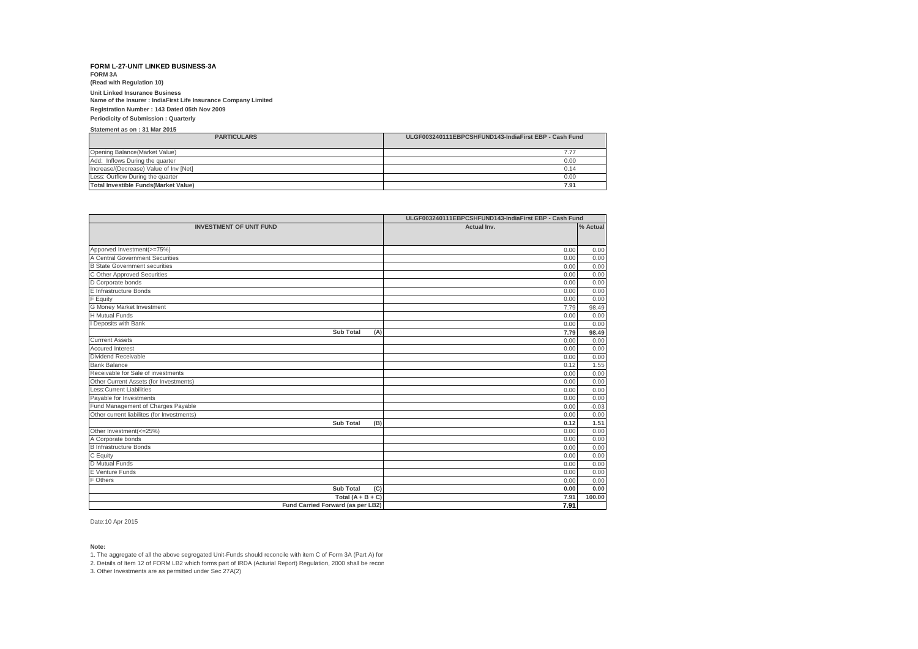**FORM L-27-UNIT LINKED BUSINESS-3A**

**FORM 3A**

**(Read with Regulation 10)**

**Unit Linked Insurance Business**

**Name of the Insurer : IndiaFirst Life Insurance Company Limited**

**Registration Number : 143 Dated 05th Nov 2009**

**Periodicity of Submission : Quarterly**

**Statement as on : 31 Mar 2015**

| PARTICULARS | ULGF003240111EBPCSHFUND143-IndiaFirst EBP - Cash Fund |
|---|---|
| Opening Balance(Market Value) | 7.77 |
| Add: Inflows During the quarter | 0.00 |
| Increase/(Decrease) Value of Inv [Net] | 0.14 |
| Less: Outflow During the quarter | 0.00 |
| **Total Investible Funds(Market Value)** | **7.91** |

| | ULGF003240111EBPCSHFUND143-IndiaFirst EBP - Cash Fund | |
|---|---|---|
| **INVESTMENT OF UNIT FUND** | **Actual Inv.** | **% Actual** |
| Apporved Investment(>=75%) | 0.00 | 0.00 |
| A Central Government Securities | 0.00 | 0.00 |
| B State Government securities | 0.00 | 0.00 |
| C Other Approved Securities | 0.00 | 0.00 |
| D Corporate bonds | 0.00 | 0.00 |
| E Infrastructure Bonds | 0.00 | 0.00 |
| F Equity | 0.00 | 0.00 |
| G Money Market Investment | 7.79 | 98.49 |
| H Mutual Funds | 0.00 | 0.00 |
| I Deposits with Bank | 0.00 | 0.00 |
| **Sub Total (A)** | **7.79** | **98.49** |
| Currrent Assets | 0.00 | 0.00 |
| Accured Interest | 0.00 | 0.00 |
| Dividend Receivable | 0.00 | 0.00 |
| Bank Balance | 0.12 | 1.55 |
| Receivable for Sale of investments | 0.00 | 0.00 |
| Other Current Assets (for Investments) | 0.00 | 0.00 |
| Less:Current Liabilities | 0.00 | 0.00 |
| Payable for Investments | 0.00 | 0.00 |
| Fund Management of Charges Payable | 0.00 | -0.03 |
| Other current liabilites (for Investments) | 0.00 | 0.00 |
| **Sub Total (B)** | **0.12** | **1.51** |
| Other Investment(<=25%) | 0.00 | 0.00 |
| A Corporate bonds | 0.00 | 0.00 |
| B Infrastructure Bonds | 0.00 | 0.00 |
| C Equity | 0.00 | 0.00 |
| D Mutual Funds | 0.00 | 0.00 |
| E Venture Funds | 0.00 | 0.00 |
| F Others | 0.00 | 0.00 |
| **Sub Total (C)** | **0.00** | **0.00** |
| **Total (A + B + C)** | **7.91** | **100.00** |
| **Fund Carried Forward (as per LB2)** | **7.91** | |

Date:10 Apr 2015

**Note:**

1. The aggregate of all the above segregated Unit-Funds should reconcile with item C of Form 3A (Part A) for
2. Details of Item 12 of FORM LB2 which forms part of IRDA (Acturial Report) Regulation, 2000 shall be recon
3. Other Investments are as permitted under Sec 27A(2)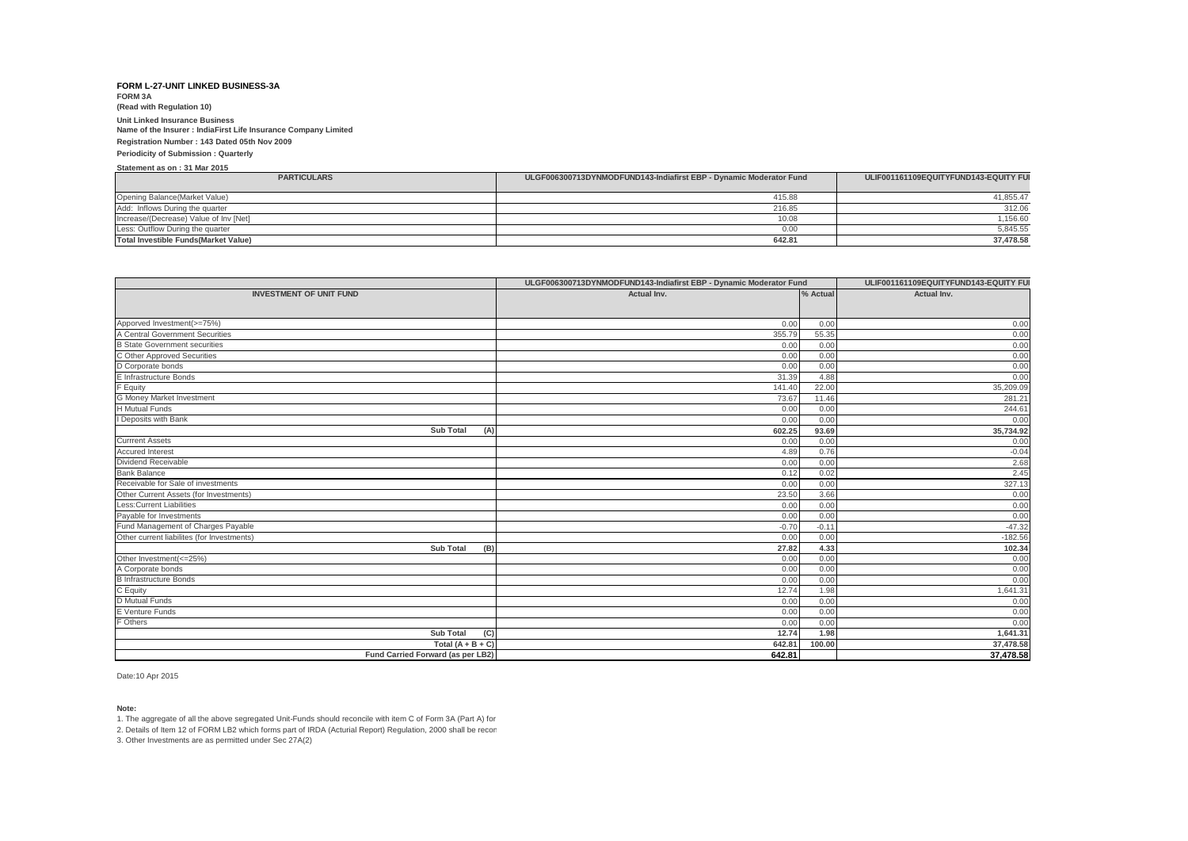**FORM L-27-UNIT LINKED BUSINESS-3A**

**FORM 3A**

**(Read with Regulation 10)**

**Unit Linked Insurance Business**

**Name of the Insurer : IndiaFirst Life Insurance Company Limited**

**Registration Number : 143 Dated 05th Nov 2009**

**Periodicity of Submission : Quarterly**

**Statement as on : 31 Mar 2015**

| PARTICULARS | ULGF006300713DYNMODFUND143-Indiafirst EBP - Dynamic Moderator Fund | ULIF001161109EQUITYFUND143-EQUITY FUI |
|---|---|---|
| Opening Balance(Market Value) | 415.88 | 41,855.47 |
| Add: Inflows During the quarter | 216.85 | 312.06 |
| Increase/(Decrease) Value of Inv [Net] | 10.08 | 1,156.60 |
| Less: Outflow During the quarter | 0.00 | 5,845.55 |
| **Total Investible Funds(Market Value)** | **642.81** | **37,478.58** |

| | ULGF006300713DYNMODFUND143-Indiafirst EBP - Dynamic Moderator Fund | | ULIF001161109EQUITYFUND143-EQUITY FUI |
|---|---|---|---|
| **INVESTMENT OF UNIT FUND** | **Actual Inv.** | **% Actual** | **Actual Inv.** |
| Apporved Investment(>=75%) | 0.00 | 0.00 | 0.00 |
| A Central Government Securities | 355.79 | 55.35 | 0.00 |
| B State Government securities | 0.00 | 0.00 | 0.00 |
| C Other Approved Securities | 0.00 | 0.00 | 0.00 |
| D Corporate bonds | 0.00 | 0.00 | 0.00 |
| E Infrastructure Bonds | 31.39 | 4.88 | 0.00 |
| F Equity | 141.40 | 22.00 | 35,209.09 |
| G Money Market Investment | 73.67 | 11.46 | 281.21 |
| H Mutual Funds | 0.00 | 0.00 | 244.61 |
| I Deposits with Bank | 0.00 | 0.00 | 0.00 |
| **Sub Total (A)** | **602.25** | **93.69** | **35,734.92** |
| Currrent Assets | 0.00 | 0.00 | 0.00 |
| Accured Interest | 4.89 | 0.76 | -0.04 |
| Dividend Receivable | 0.00 | 0.00 | 2.68 |
| Bank Balance | 0.12 | 0.02 | 2.45 |
| Receivable for Sale of investments | 0.00 | 0.00 | 327.13 |
| Other Current Assets (for Investments) | 23.50 | 3.66 | 0.00 |
| Less:Current Liabilities | 0.00 | 0.00 | 0.00 |
| Payable for Investments | 0.00 | 0.00 | 0.00 |
| Fund Management of Charges Payable | -0.70 | -0.11 | -47.32 |
| Other current liabilites (for Investments) | 0.00 | 0.00 | -182.56 |
| **Sub Total (B)** | **27.82** | **4.33** | **102.34** |
| Other Investment(<=25%) | 0.00 | 0.00 | 0.00 |
| A Corporate bonds | 0.00 | 0.00 | 0.00 |
| B Infrastructure Bonds | 0.00 | 0.00 | 0.00 |
| C Equity | 12.74 | 1.98 | 1,641.31 |
| D Mutual Funds | 0.00 | 0.00 | 0.00 |
| E Venture Funds | 0.00 | 0.00 | 0.00 |
| F Others | 0.00 | 0.00 | 0.00 |
| **Sub Total (C)** | **12.74** | **1.98** | **1,641.31** |
| **Total (A + B + C)** | **642.81** | **100.00** | **37,478.58** |
| **Fund Carried Forward (as per LB2)** | **642.81** | | **37,478.58** |

Date:10 Apr 2015

**Note:**

1. The aggregate of all the above segregated Unit-Funds should reconcile with item C of Form 3A (Part A) for
2. Details of Item 12 of FORM LB2 which forms part of IRDA (Acturial Report) Regulation, 2000 shall be recon
3. Other Investments are as permitted under Sec 27A(2)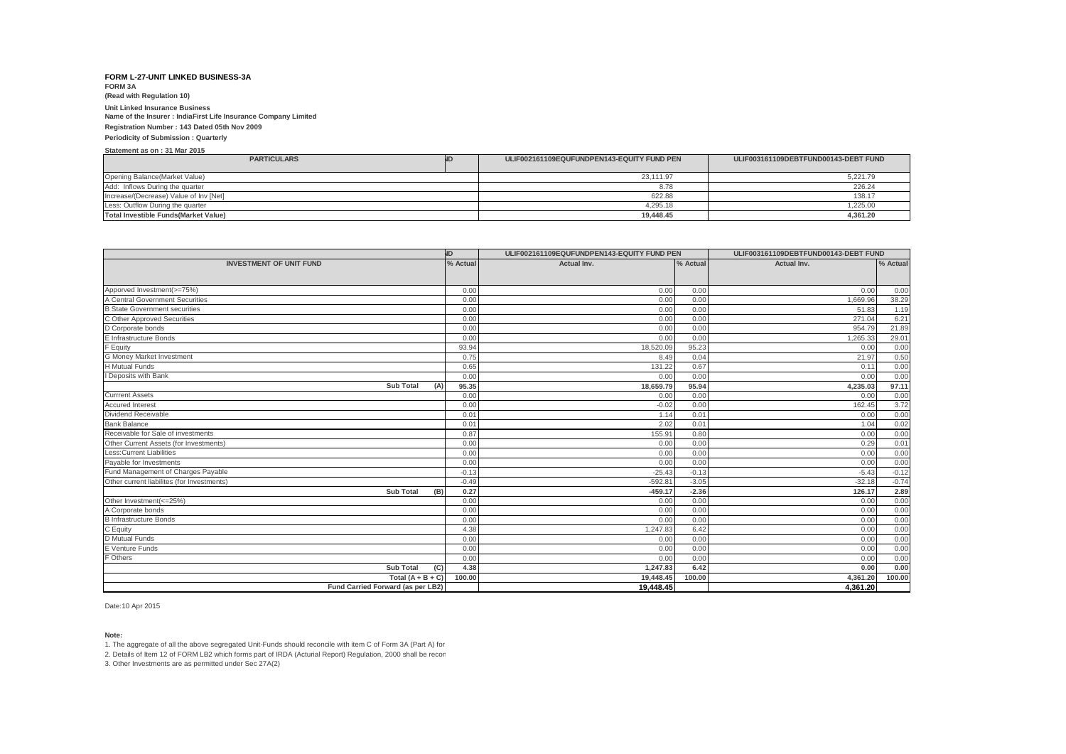**FORM L-27-UNIT LINKED BUSINESS-3A**

**FORM 3A**

**(Read with Regulation 10)**

**Unit Linked Insurance Business**

**Name of the Insurer : IndiaFirst Life Insurance Company Limited**

**Registration Number : 143 Dated 05th Nov 2009**

**Periodicity of Submission : Quarterly**

**Statement as on : 31 Mar 2015**

| PARTICULARS | ND | ULIF002161109EQUFUNDPEN143-EQUITY FUND PEN | ULIF003161109DEBTFUND00143-DEBT FUND |
|---|---|---|---|
| Opening Balance(Market Value) | | 23,111.97 | 5,221.79 |
| Add: Inflows During the quarter | | 8.78 | 226.24 |
| Increase/(Decrease) Value of Inv [Net] | | 622.88 | 138.17 |
| Less: Outflow During the quarter | | 4,295.18 | 1,225.00 |
| **Total Investible Funds(Market Value)** | | **19,448.45** | **4,361.20** |

| | ND | ULIF002161109EQUFUNDPEN143-EQUITY FUND PEN | | ULIF003161109DEBTFUND00143-DEBT FUND | |
|---|---|---|---|---|---|
| **INVESTMENT OF UNIT FUND** | % Actual | Actual Inv. | % Actual | Actual Inv. | % Actual |
| Apporved Investment(>=75%) | 0.00 | 0.00 | 0.00 | 0.00 | 0.00 |
| A Central Government Securities | 0.00 | 0.00 | 0.00 | 1,669.96 | 38.29 |
| B State Government securities | 0.00 | 0.00 | 0.00 | 51.83 | 1.19 |
| C Other Approved Securities | 0.00 | 0.00 | 0.00 | 271.04 | 6.21 |
| D Corporate bonds | 0.00 | 0.00 | 0.00 | 954.79 | 21.89 |
| E Infrastructure Bonds | 0.00 | 0.00 | 0.00 | 1,265.33 | 29.01 |
| F Equity | 93.94 | 18,520.09 | 95.23 | 0.00 | 0.00 |
| G Money Market Investment | 0.75 | 8.49 | 0.04 | 21.97 | 0.50 |
| H Mutual Funds | 0.65 | 131.22 | 0.67 | 0.11 | 0.00 |
| I Deposits with Bank | 0.00 | 0.00 | 0.00 | 0.00 | 0.00 |
| **Sub Total (A)** | **95.35** | **18,659.79** | **95.94** | **4,235.03** | **97.11** |
| Currrent Assets | 0.00 | 0.00 | 0.00 | 0.00 | 0.00 |
| Accured Interest | 0.00 | -0.02 | 0.00 | 162.45 | 3.72 |
| Dividend Receivable | 0.01 | 1.14 | 0.01 | 0.00 | 0.00 |
| Bank Balance | 0.01 | 2.02 | 0.01 | 1.04 | 0.02 |
| Receivable for Sale of investments | 0.87 | 155.91 | 0.80 | 0.00 | 0.00 |
| Other Current Assets (for Investments) | 0.00 | 0.00 | 0.00 | 0.29 | 0.01 |
| Less:Current Liabilities | 0.00 | 0.00 | 0.00 | 0.00 | 0.00 |
| Payable for Investments | 0.00 | 0.00 | 0.00 | 0.00 | 0.00 |
| Fund Management of Charges Payable | -0.13 | -25.43 | -0.13 | -5.43 | -0.12 |
| Other current liabilites (for Investments) | -0.49 | -592.81 | -3.05 | -32.18 | -0.74 |
| **Sub Total (B)** | **0.27** | **-459.17** | **-2.36** | **126.17** | **2.89** |
| Other Investment(<=25%) | 0.00 | 0.00 | 0.00 | 0.00 | 0.00 |
| A Corporate bonds | 0.00 | 0.00 | 0.00 | 0.00 | 0.00 |
| B Infrastructure Bonds | 0.00 | 0.00 | 0.00 | 0.00 | 0.00 |
| C Equity | 4.38 | 1,247.83 | 6.42 | 0.00 | 0.00 |
| D Mutual Funds | 0.00 | 0.00 | 0.00 | 0.00 | 0.00 |
| E Venture Funds | 0.00 | 0.00 | 0.00 | 0.00 | 0.00 |
| F Others | 0.00 | 0.00 | 0.00 | 0.00 | 0.00 |
| **Sub Total (C)** | **4.38** | **1,247.83** | **6.42** | **0.00** | **0.00** |
| **Total (A + B + C)** | **100.00** | **19,448.45** | **100.00** | **4,361.20** | **100.00** |
| **Fund Carried Forward (as per LB2)** | | **19,448.45** | | **4,361.20** | |

Date:10 Apr 2015

**Note:**

1. The aggregate of all the above segregated Unit-Funds should reconcile with item C of Form 3A (Part A) for
2. Details of Item 12 of FORM LB2 which forms part of IRDA (Acturial Report) Regulation, 2000 shall be recon
3. Other Investments are as permitted under Sec 27A(2)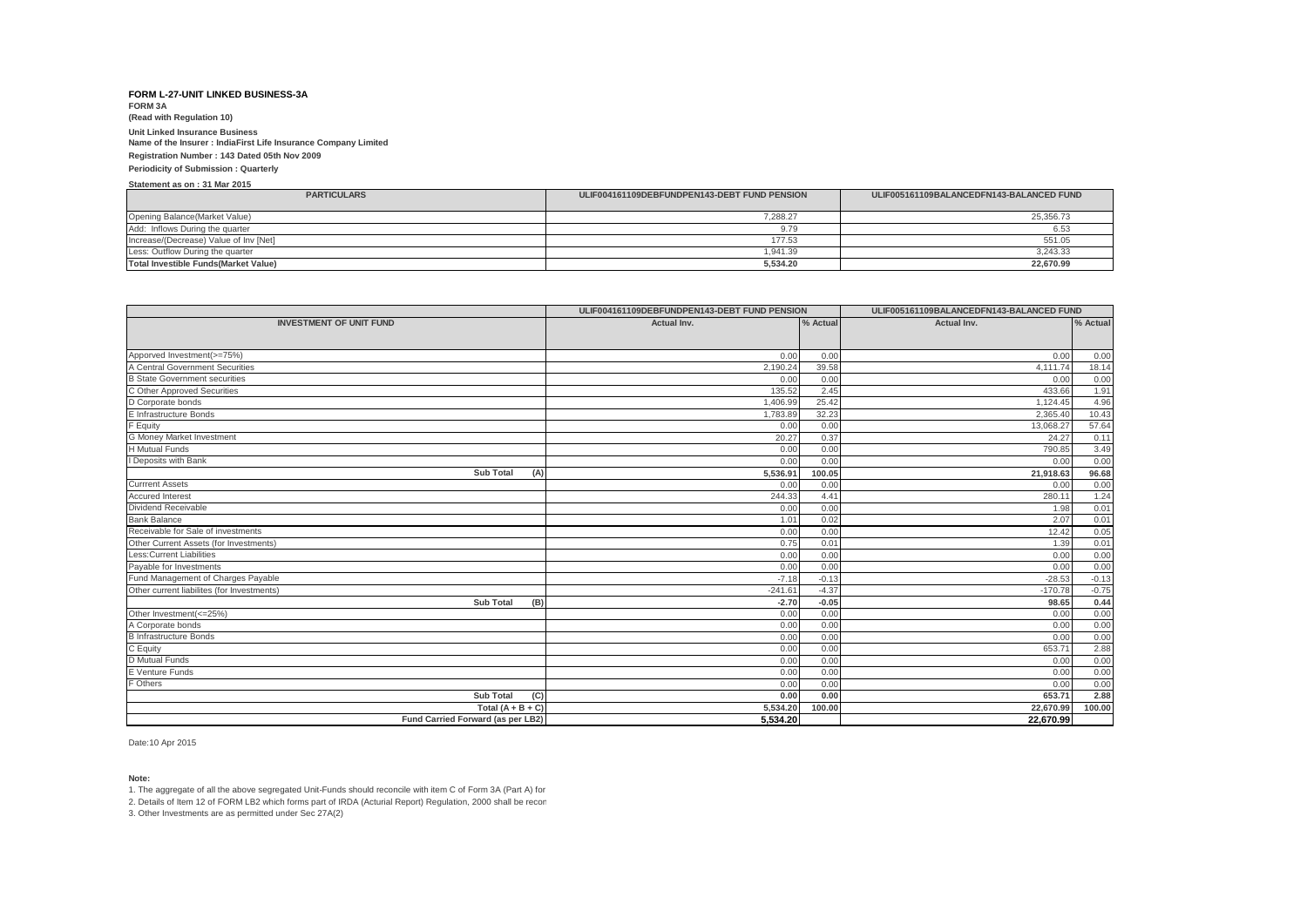**FORM L-27-UNIT LINKED BUSINESS-3A**

**FORM 3A**

**(Read with Regulation 10)**

**Unit Linked Insurance Business**

**Name of the Insurer : IndiaFirst Life Insurance Company Limited**

**Registration Number : 143 Dated 05th Nov 2009**

**Periodicity of Submission : Quarterly**

**Statement as on : 31 Mar 2015**

| PARTICULARS | ULIF004161109DEBFUNDPEN143-DEBT FUND PENSION | ULIF005161109BALANCEDFN143-BALANCED FUND |
|---|---|---|
| Opening Balance(Market Value) | 7,288.27 | 25,356.73 |
| Add: Inflows During the quarter | 9.79 | 6.53 |
| Increase/(Decrease) Value of Inv [Net] | 177.53 | 551.05 |
| Less: Outflow During the quarter | 1,941.39 | 3,243.33 |
| **Total Investible Funds(Market Value)** | **5,534.20** | **22,670.99** |

| | ULIF004161109DEBFUNDPEN143-DEBT FUND PENSION | | ULIF005161109BALANCEDFN143-BALANCED FUND | |
|---|---|---|---|---|
| **INVESTMENT OF UNIT FUND** | **Actual Inv.** | **% Actual** | **Actual Inv.** | **% Actual** |
| Apporved Investment(>=75%) | 0.00 | 0.00 | 0.00 | 0.00 |
| A Central Government Securities | 2,190.24 | 39.58 | 4,111.74 | 18.14 |
| B State Government securities | 0.00 | 0.00 | 0.00 | 0.00 |
| C Other Approved Securities | 135.52 | 2.45 | 433.66 | 1.91 |
| D Corporate bonds | 1,406.99 | 25.42 | 1,124.45 | 4.96 |
| E Infrastructure Bonds | 1,783.89 | 32.23 | 2,365.40 | 10.43 |
| F Equity | 0.00 | 0.00 | 13,068.27 | 57.64 |
| G Money Market Investment | 20.27 | 0.37 | 24.27 | 0.11 |
| H Mutual Funds | 0.00 | 0.00 | 790.85 | 3.49 |
| I Deposits with Bank | 0.00 | 0.00 | 0.00 | 0.00 |
| **Sub Total (A)** | **5,536.91** | **100.05** | **21,918.63** | **96.68** |
| Currrent Assets | 0.00 | 0.00 | 0.00 | 0.00 |
| Accured Interest | 244.33 | 4.41 | 280.11 | 1.24 |
| Dividend Receivable | 0.00 | 0.00 | 1.98 | 0.01 |
| Bank Balance | 1.01 | 0.02 | 2.07 | 0.01 |
| Receivable for Sale of investments | 0.00 | 0.00 | 12.42 | 0.05 |
| Other Current Assets (for Investments) | 0.75 | 0.01 | 1.39 | 0.01 |
| Less:Current Liabilities | 0.00 | 0.00 | 0.00 | 0.00 |
| Payable for Investments | 0.00 | 0.00 | 0.00 | 0.00 |
| Fund Management of Charges Payable | -7.18 | -0.13 | -28.53 | -0.13 |
| Other current liabilites (for Investments) | -241.61 | -4.37 | -170.78 | -0.75 |
| **Sub Total (B)** | **-2.70** | **-0.05** | **98.65** | **0.44** |
| Other Investment(<=25%) | 0.00 | 0.00 | 0.00 | 0.00 |
| A Corporate bonds | 0.00 | 0.00 | 0.00 | 0.00 |
| B Infrastructure Bonds | 0.00 | 0.00 | 0.00 | 0.00 |
| C Equity | 0.00 | 0.00 | 653.71 | 2.88 |
| D Mutual Funds | 0.00 | 0.00 | 0.00 | 0.00 |
| E Venture Funds | 0.00 | 0.00 | 0.00 | 0.00 |
| F Others | 0.00 | 0.00 | 0.00 | 0.00 |
| **Sub Total (C)** | **0.00** | **0.00** | **653.71** | **2.88** |
| **Total (A + B + C)** | **5,534.20** | **100.00** | **22,670.99** | **100.00** |
| **Fund Carried Forward (as per LB2)** | **5,534.20** | | **22,670.99** | |

Date:10 Apr 2015

**Note:**

1. The aggregate of all the above segregated Unit-Funds should reconcile with item C of Form 3A (Part A) for
2. Details of Item 12 of FORM LB2 which forms part of IRDA (Acturial Report) Regulation, 2000 shall be recon
3. Other Investments are as permitted under Sec 27A(2)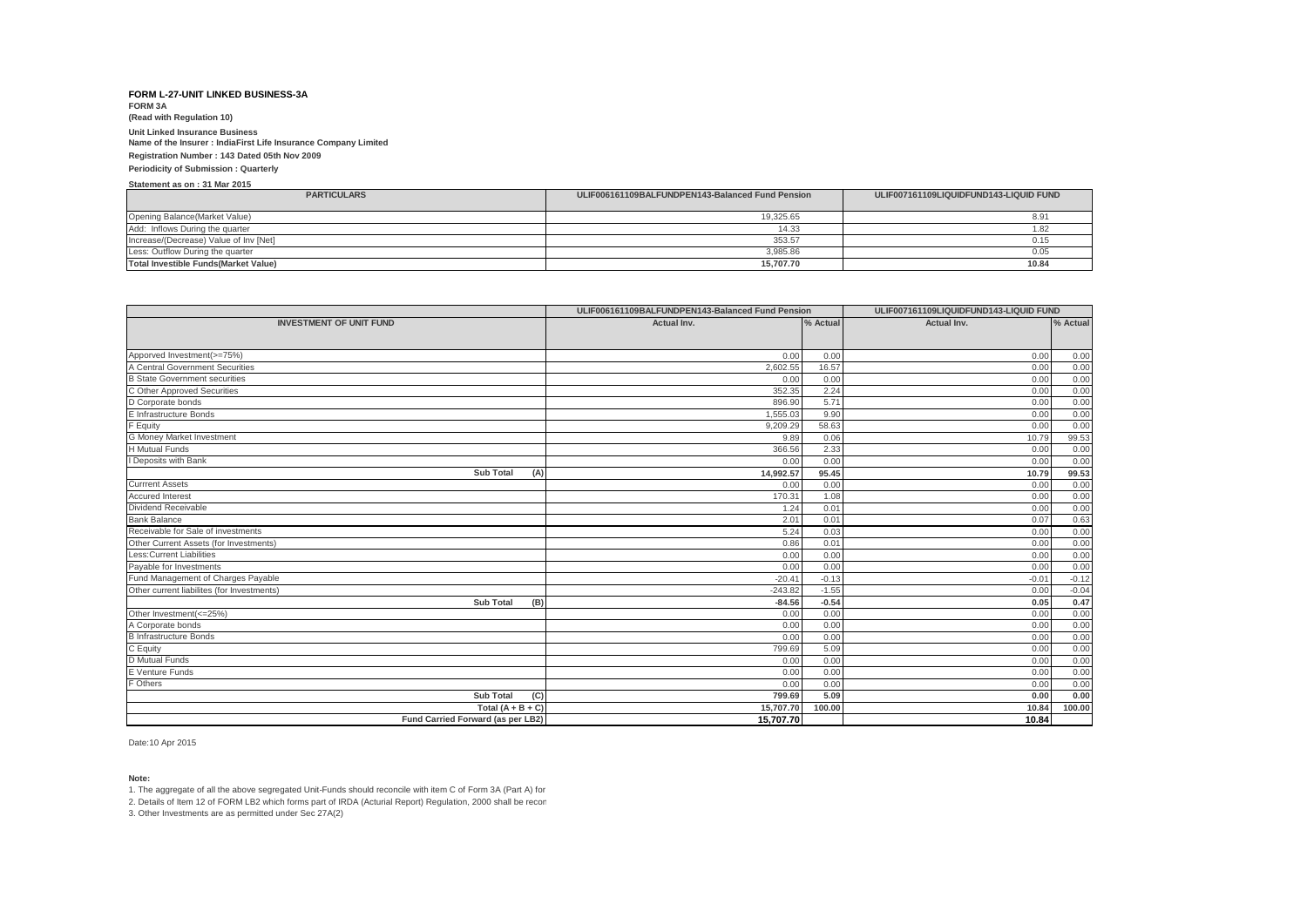**FORM L-27-UNIT LINKED BUSINESS-3A**

**FORM 3A**

**(Read with Regulation 10)**

**Unit Linked Insurance Business**

**Name of the Insurer : IndiaFirst Life Insurance Company Limited**

**Registration Number : 143 Dated 05th Nov 2009**

**Periodicity of Submission : Quarterly**

**Statement as on : 31 Mar 2015**

| PARTICULARS | ULIF006161109BALFUNDPEN143-Balanced Fund Pension | ULIF007161109LIQUIDFUND143-LIQUID FUND |
|---|---|---|
| Opening Balance(Market Value) | 19,325.65 | 8.91 |
| Add: Inflows During the quarter | 14.33 | 1.82 |
| Increase/(Decrease) Value of Inv [Net] | 353.57 | 0.15 |
| Less: Outflow During the quarter | 3,985.86 | 0.05 |
| **Total Investible Funds(Market Value)** | **15,707.70** | **10.84** |

| | ULIF006161109BALFUNDPEN143-Balanced Fund Pension | | ULIF007161109LIQUIDFUND143-LIQUID FUND | |
|---|---|---|---|---|
| **INVESTMENT OF UNIT FUND** | **Actual Inv.** | **% Actual** | **Actual Inv.** | **% Actual** |
| Apporved Investment(>=75%) | 0.00 | 0.00 | 0.00 | 0.00 |
| A Central Government Securities | 2,602.55 | 16.57 | 0.00 | 0.00 |
| B State Government securities | 0.00 | 0.00 | 0.00 | 0.00 |
| C Other Approved Securities | 352.35 | 2.24 | 0.00 | 0.00 |
| D Corporate bonds | 896.90 | 5.71 | 0.00 | 0.00 |
| E Infrastructure Bonds | 1,555.03 | 9.90 | 0.00 | 0.00 |
| F Equity | 9,209.29 | 58.63 | 0.00 | 0.00 |
| G Money Market Investment | 9.89 | 0.06 | 10.79 | 99.53 |
| H Mutual Funds | 366.56 | 2.33 | 0.00 | 0.00 |
| I Deposits with Bank | 0.00 | 0.00 | 0.00 | 0.00 |
| **Sub Total (A)** | **14,992.57** | **95.45** | **10.79** | **99.53** |
| Currrent Assets | 0.00 | 0.00 | 0.00 | 0.00 |
| Accured Interest | 170.31 | 1.08 | 0.00 | 0.00 |
| Dividend Receivable | 1.24 | 0.01 | 0.00 | 0.00 |
| Bank Balance | 2.01 | 0.01 | 0.07 | 0.63 |
| Receivable for Sale of investments | 5.24 | 0.03 | 0.00 | 0.00 |
| Other Current Assets (for Investments) | 0.86 | 0.01 | 0.00 | 0.00 |
| Less:Current Liabilities | 0.00 | 0.00 | 0.00 | 0.00 |
| Payable for Investments | 0.00 | 0.00 | 0.00 | 0.00 |
| Fund Management of Charges Payable | -20.41 | -0.13 | -0.01 | -0.12 |
| Other current liabilites (for Investments) | -243.82 | -1.55 | 0.00 | -0.04 |
| **Sub Total (B)** | **-84.56** | **-0.54** | **0.05** | **0.47** |
| Other Investment(<=25%) | 0.00 | 0.00 | 0.00 | 0.00 |
| A Corporate bonds | 0.00 | 0.00 | 0.00 | 0.00 |
| B Infrastructure Bonds | 0.00 | 0.00 | 0.00 | 0.00 |
| C Equity | 799.69 | 5.09 | 0.00 | 0.00 |
| D Mutual Funds | 0.00 | 0.00 | 0.00 | 0.00 |
| E Venture Funds | 0.00 | 0.00 | 0.00 | 0.00 |
| F Others | 0.00 | 0.00 | 0.00 | 0.00 |
| **Sub Total (C)** | **799.69** | **5.09** | **0.00** | **0.00** |
| **Total (A + B + C)** | **15,707.70** | **100.00** | **10.84** | **100.00** |
| **Fund Carried Forward (as per LB2)** | **15,707.70** | | **10.84** | |

Date:10 Apr 2015

**Note:**

1. The aggregate of all the above segregated Unit-Funds should reconcile with item C of Form 3A (Part A) for
2. Details of Item 12 of FORM LB2 which forms part of IRDA (Acturial Report) Regulation, 2000 shall be recon
3. Other Investments are as permitted under Sec 27A(2)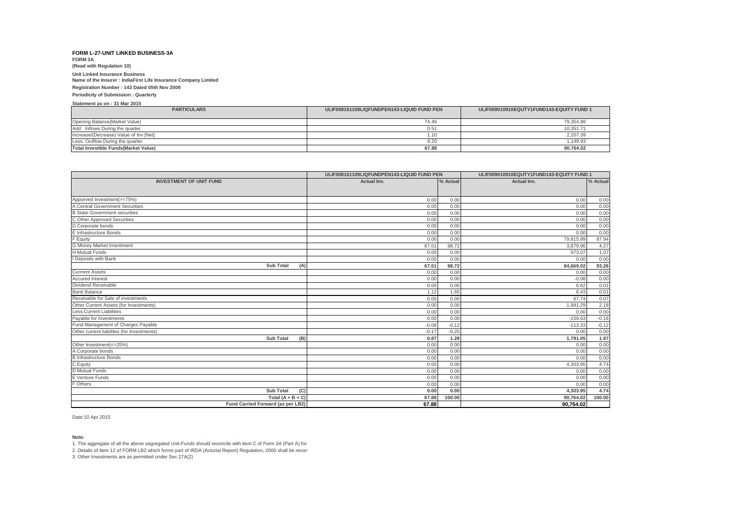**FORM L-27-UNIT LINKED BUSINESS-3A**

**FORM 3A**

**(Read with Regulation 10)**

**Unit Linked Insurance Business**

**Name of the Insurer : IndiaFirst Life Insurance Company Limited**

**Registration Number : 143 Dated 05th Nov 2009**

**Periodicity of Submission : Quarterly**

**Statement as on : 31 Mar 2015**

| PARTICULARS | ULIF008161109LIQFUNDPEN143-LIQUID FUND PEN | ULIF009010910EQUTY1FUND143-EQUITY FUND 1 |
|---|---|---|
| Opening Balance(Market Value) | 74.46 | 79,354.86 |
| Add: Inflows During the quarter | 0.51 | 10,351.71 |
| Increase/(Decrease) Value of Inv [Net] | 1.10 | 2,207.39 |
| Less: Outflow During the quarter | 8.20 | 1,149.93 |
| **Total Investible Funds(Market Value)** | **67.88** | **90,764.02** |

| | ULIF008161109LIQFUNDPEN143-LIQUID FUND PEN | | ULIF009010910EQUTY1FUND143-EQUITY FUND 1 | |
|---|---|---|---|---|
| **INVESTMENT OF UNIT FUND** | **Actual Inv.** | **% Actual** | **Actual Inv.** | **% Actual** |
| Apporved Investment(>=75%) | 0.00 | 0.00 | 0.00 | 0.00 |
| A Central Government Securities | 0.00 | 0.00 | 0.00 | 0.00 |
| B State Government securities | 0.00 | 0.00 | 0.00 | 0.00 |
| C Other Approved Securities | 0.00 | 0.00 | 0.00 | 0.00 |
| D Corporate bonds | 0.00 | 0.00 | 0.00 | 0.00 |
| E Infrastructure Bonds | 0.00 | 0.00 | 0.00 | 0.00 |
| F Equity | 0.00 | 0.00 | 79,815.99 | 87.94 |
| G Money Market Investment | 67.01 | 98.72 | 3,879.96 | 4.27 |
| H Mutual Funds | 0.00 | 0.00 | 973.07 | 1.07 |
| I Deposits with Bank | 0.00 | 0.00 | 0.00 | 0.00 |
| **Sub Total (A)** | **67.01** | **98.72** | **84,669.02** | **93.28** |
| Currrent Assets | 0.00 | 0.00 | 0.00 | 0.00 |
| Accured Interest | 0.00 | 0.00 | -0.08 | 0.00 |
| Dividend Receivable | 0.00 | 0.00 | 6.62 | 0.01 |
| Bank Balance | 1.12 | 1.65 | 8.43 | 0.01 |
| Receivable for Sale of investments | 0.00 | 0.00 | 67.74 | 0.07 |
| Other Current Assets (for Investments) | 0.00 | 0.00 | 1,981.29 | 2.18 |
| Less:Current Liabilities | 0.00 | 0.00 | 0.00 | 0.00 |
| Payable for Investments | 0.00 | 0.00 | -159.63 | -0.18 |
| Fund Management of Charges Payable | -0.08 | -0.12 | -113.33 | -0.12 |
| Other current liabilites (for Investments) | -0.17 | -0.25 | 0.00 | 0.00 |
| **Sub Total (B)** | **0.87** | **1.28** | **1,791.05** | **1.97** |
| Other Investment(<=25%) | 0.00 | 0.00 | 0.00 | 0.00 |
| A Corporate bonds | 0.00 | 0.00 | 0.00 | 0.00 |
| B Infrastructure Bonds | 0.00 | 0.00 | 0.00 | 0.00 |
| C Equity | 0.00 | 0.00 | 4,303.95 | 4.74 |
| D Mutual Funds | 0.00 | 0.00 | 0.00 | 0.00 |
| E Venture Funds | 0.00 | 0.00 | 0.00 | 0.00 |
| F Others | 0.00 | 0.00 | 0.00 | 0.00 |
| **Sub Total (C)** | **0.00** | **0.00** | **4,303.95** | **4.74** |
| **Total (A + B + C)** | **67.88** | **100.00** | **90,764.02** | **100.00** |
| **Fund Carried Forward (as per LB2)** | **67.88** | | **90,764.02** | |

Date:10 Apr 2015

**Note:**

1. The aggregate of all the above segregated Unit-Funds should reconcile with item C of Form 3A (Part A) for
2. Details of Item 12 of FORM LB2 which forms part of IRDA (Acturial Report) Regulation, 2000 shall be recon
3. Other Investments are as permitted under Sec 27A(2)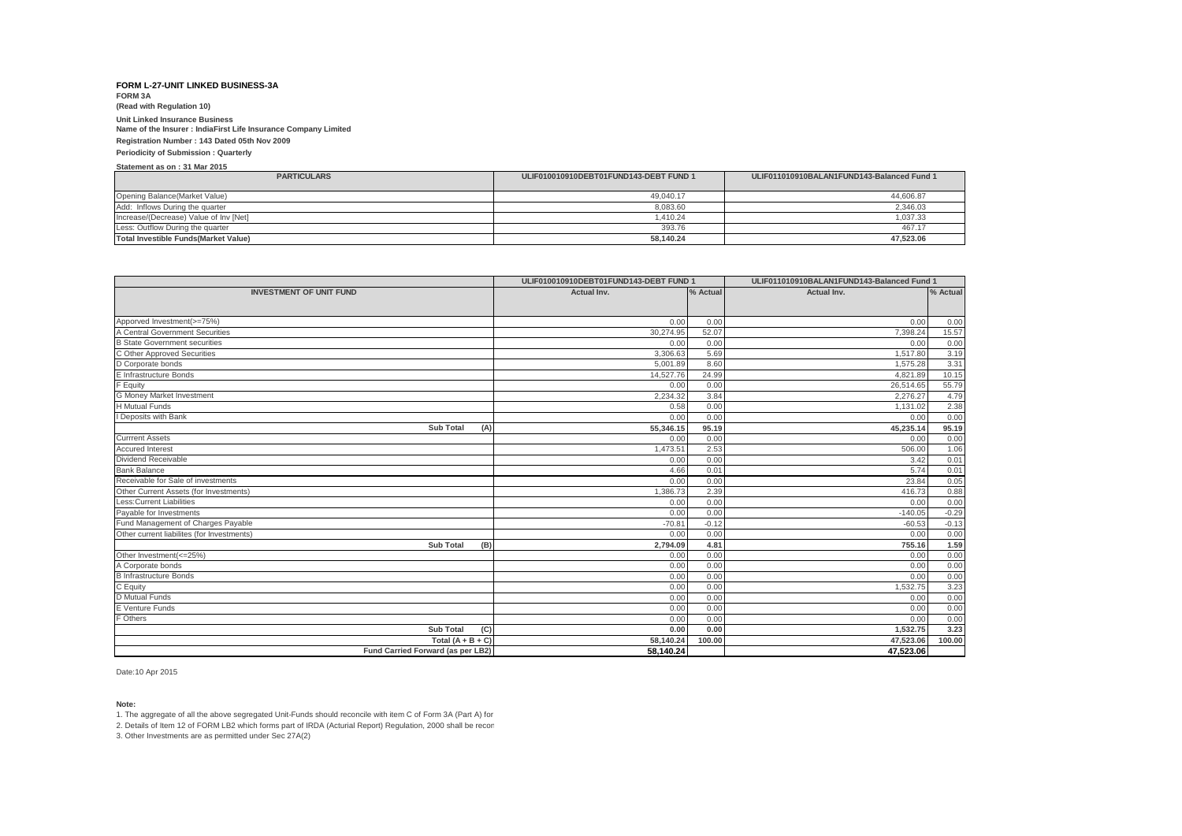**FORM L-27-UNIT LINKED BUSINESS-3A**

**FORM 3A**

**(Read with Regulation 10)**

**Unit Linked Insurance Business**

**Name of the Insurer : IndiaFirst Life Insurance Company Limited**

**Registration Number : 143 Dated 05th Nov 2009**

**Periodicity of Submission : Quarterly**

**Statement as on : 31 Mar 2015**

| PARTICULARS | ULIF010010910DEBT01FUND143-DEBT FUND 1 | ULIF011010910BALAN1FUND143-Balanced Fund 1 |
|---|---|---|
| Opening Balance(Market Value) | 49,040.17 | 44,606.87 |
| Add: Inflows During the quarter | 8,083.60 | 2,346.03 |
| Increase/(Decrease) Value of Inv [Net] | 1,410.24 | 1,037.33 |
| Less: Outflow During the quarter | 393.76 | 467.17 |
| **Total Investible Funds(Market Value)** | **58,140.24** | **47,523.06** |

| | ULIF010010910DEBT01FUND143-DEBT FUND 1 | | ULIF011010910BALAN1FUND143-Balanced Fund 1 | |
|---|---|---|---|---|
| **INVESTMENT OF UNIT FUND** | **Actual Inv.** | **% Actual** | **Actual Inv.** | **% Actual** |
| Apporved Investment(>=75%) | 0.00 | 0.00 | 0.00 | 0.00 |
| A Central Government Securities | 30,274.95 | 52.07 | 7,398.24 | 15.57 |
| B State Government securities | 0.00 | 0.00 | 0.00 | 0.00 |
| C Other Approved Securities | 3,306.63 | 5.69 | 1,517.80 | 3.19 |
| D Corporate bonds | 5,001.89 | 8.60 | 1,575.28 | 3.31 |
| E Infrastructure Bonds | 14,527.76 | 24.99 | 4,821.89 | 10.15 |
| F Equity | 0.00 | 0.00 | 26,514.65 | 55.79 |
| G Money Market Investment | 2,234.32 | 3.84 | 2,276.27 | 4.79 |
| H Mutual Funds | 0.58 | 0.00 | 1,131.02 | 2.38 |
| I Deposits with Bank | 0.00 | 0.00 | 0.00 | 0.00 |
| **Sub Total (A)** | **55,346.15** | **95.19** | **45,235.14** | **95.19** |
| Currrent Assets | 0.00 | 0.00 | 0.00 | 0.00 |
| Accured Interest | 1,473.51 | 2.53 | 506.00 | 1.06 |
| Dividend Receivable | 0.00 | 0.00 | 3.42 | 0.01 |
| Bank Balance | 4.66 | 0.01 | 5.74 | 0.01 |
| Receivable for Sale of investments | 0.00 | 0.00 | 23.84 | 0.05 |
| Other Current Assets (for Investments) | 1,386.73 | 2.39 | 416.73 | 0.88 |
| Less:Current Liabilities | 0.00 | 0.00 | 0.00 | 0.00 |
| Payable for Investments | 0.00 | 0.00 | -140.05 | -0.29 |
| Fund Management of Charges Payable | -70.81 | -0.12 | -60.53 | -0.13 |
| Other current liabilites (for Investments) | 0.00 | 0.00 | 0.00 | 0.00 |
| **Sub Total (B)** | **2,794.09** | **4.81** | **755.16** | **1.59** |
| Other Investment(<=25%) | 0.00 | 0.00 | 0.00 | 0.00 |
| A Corporate bonds | 0.00 | 0.00 | 0.00 | 0.00 |
| B Infrastructure Bonds | 0.00 | 0.00 | 0.00 | 0.00 |
| C Equity | 0.00 | 0.00 | 1,532.75 | 3.23 |
| D Mutual Funds | 0.00 | 0.00 | 0.00 | 0.00 |
| E Venture Funds | 0.00 | 0.00 | 0.00 | 0.00 |
| F Others | 0.00 | 0.00 | 0.00 | 0.00 |
| **Sub Total (C)** | **0.00** | **0.00** | **1,532.75** | **3.23** |
| **Total (A + B + C)** | **58,140.24** | **100.00** | **47,523.06** | **100.00** |
| **Fund Carried Forward (as per LB2)** | **58,140.24** | | **47,523.06** | |

Date:10 Apr 2015

**Note:**

1. The aggregate of all the above segregated Unit-Funds should reconcile with item C of Form 3A (Part A) for
2. Details of Item 12 of FORM LB2 which forms part of IRDA (Acturial Report) Regulation, 2000 shall be recon
3. Other Investments are as permitted under Sec 27A(2)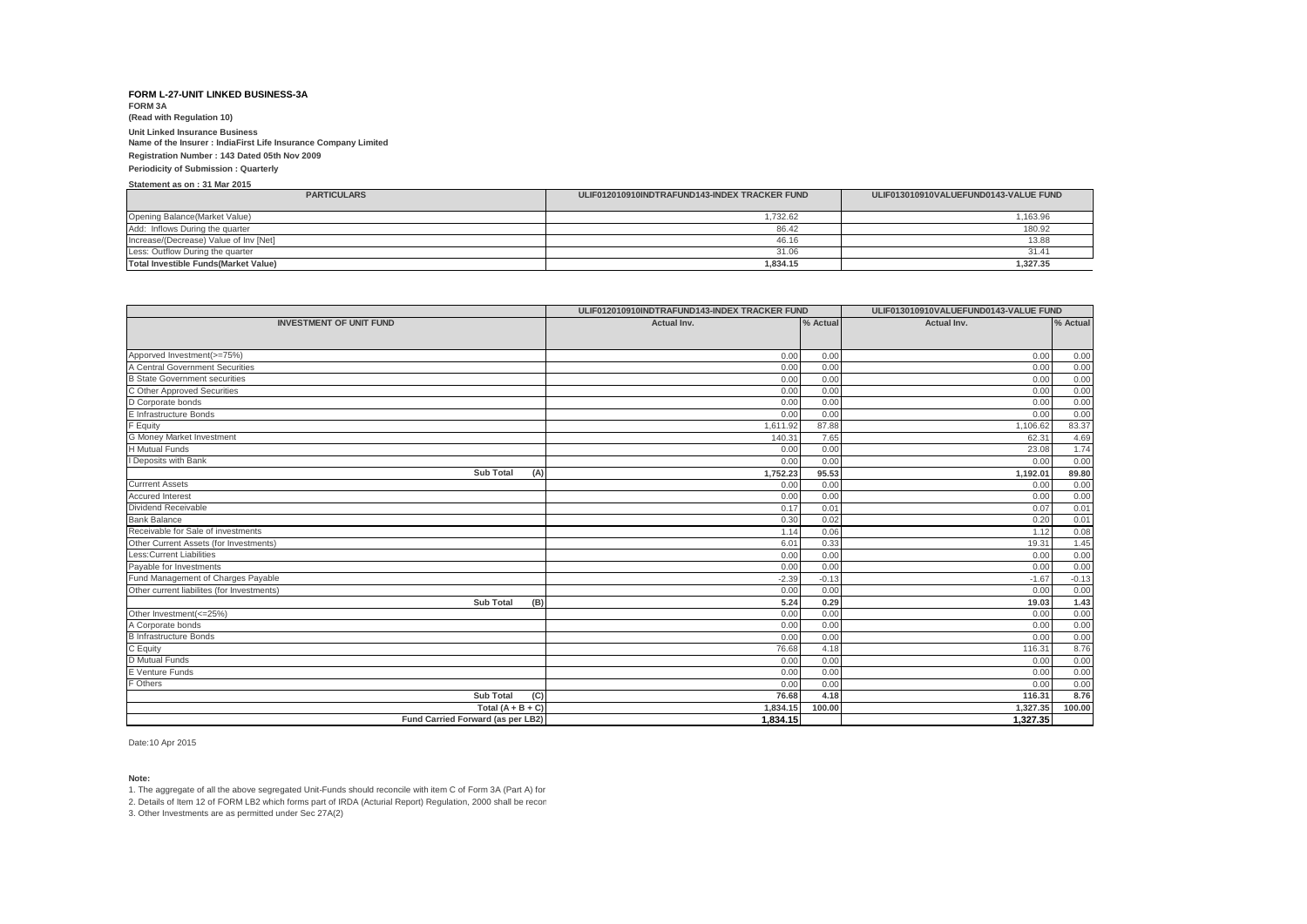**FORM L-27-UNIT LINKED BUSINESS-3A**

**FORM 3A**

**(Read with Regulation 10)**

**Unit Linked Insurance Business**

**Name of the Insurer : IndiaFirst Life Insurance Company Limited**

**Registration Number : 143 Dated 05th Nov 2009**

**Periodicity of Submission : Quarterly**

**Statement as on : 31 Mar 2015**

| PARTICULARS | ULIF012010910INDTRAFUND143-INDEX TRACKER FUND | ULIF013010910VALUEFUND0143-VALUE FUND |
|---|---|---|
| Opening Balance(Market Value) | 1,732.62 | 1,163.96 |
| Add: Inflows During the quarter | 86.42 | 180.92 |
| Increase/(Decrease) Value of Inv [Net] | 46.16 | 13.88 |
| Less: Outflow During the quarter | 31.06 | 31.41 |
| **Total Investible Funds(Market Value)** | **1,834.15** | **1,327.35** |

| | ULIF012010910INDTRAFUND143-INDEX TRACKER FUND | | ULIF013010910VALUEFUND0143-VALUE FUND | |
|---|---|---|---|---|
| **INVESTMENT OF UNIT FUND** | **Actual Inv.** | **% Actual** | **Actual Inv.** | **% Actual** |
| Apporved Investment(>=75%) | 0.00 | 0.00 | 0.00 | 0.00 |
| A Central Government Securities | 0.00 | 0.00 | 0.00 | 0.00 |
| B State Government securities | 0.00 | 0.00 | 0.00 | 0.00 |
| C Other Approved Securities | 0.00 | 0.00 | 0.00 | 0.00 |
| D Corporate bonds | 0.00 | 0.00 | 0.00 | 0.00 |
| E Infrastructure Bonds | 0.00 | 0.00 | 0.00 | 0.00 |
| F Equity | 1,611.92 | 87.88 | 1,106.62 | 83.37 |
| G Money Market Investment | 140.31 | 7.65 | 62.31 | 4.69 |
| H Mutual Funds | 0.00 | 0.00 | 23.08 | 1.74 |
| I Deposits with Bank | 0.00 | 0.00 | 0.00 | 0.00 |
| **Sub Total (A)** | **1,752.23** | **95.53** | **1,192.01** | **89.80** |
| Currrent Assets | 0.00 | 0.00 | 0.00 | 0.00 |
| Accured Interest | 0.00 | 0.00 | 0.00 | 0.00 |
| Dividend Receivable | 0.17 | 0.01 | 0.07 | 0.01 |
| Bank Balance | 0.30 | 0.02 | 0.20 | 0.01 |
| Receivable for Sale of investments | 1.14 | 0.06 | 1.12 | 0.08 |
| Other Current Assets (for Investments) | 6.01 | 0.33 | 19.31 | 1.45 |
| Less:Current Liabilities | 0.00 | 0.00 | 0.00 | 0.00 |
| Payable for Investments | 0.00 | 0.00 | 0.00 | 0.00 |
| Fund Management of Charges Payable | -2.39 | -0.13 | -1.67 | -0.13 |
| Other current liabilites (for Investments) | 0.00 | 0.00 | 0.00 | 0.00 |
| **Sub Total (B)** | **5.24** | **0.29** | **19.03** | **1.43** |
| Other Investment(<=25%) | 0.00 | 0.00 | 0.00 | 0.00 |
| A Corporate bonds | 0.00 | 0.00 | 0.00 | 0.00 |
| B Infrastructure Bonds | 0.00 | 0.00 | 0.00 | 0.00 |
| C Equity | 76.68 | 4.18 | 116.31 | 8.76 |
| D Mutual Funds | 0.00 | 0.00 | 0.00 | 0.00 |
| E Venture Funds | 0.00 | 0.00 | 0.00 | 0.00 |
| F Others | 0.00 | 0.00 | 0.00 | 0.00 |
| **Sub Total (C)** | **76.68** | **4.18** | **116.31** | **8.76** |
| **Total (A + B + C)** | **1,834.15** | **100.00** | **1,327.35** | **100.00** |
| **Fund Carried Forward (as per LB2)** | **1,834.15** | | **1,327.35** | |

Date:10 Apr 2015

**Note:**

1. The aggregate of all the above segregated Unit-Funds should reconcile with item C of Form 3A (Part A) for
2. Details of Item 12 of FORM LB2 which forms part of IRDA (Acturial Report) Regulation, 2000 shall be recon
3. Other Investments are as permitted under Sec 27A(2)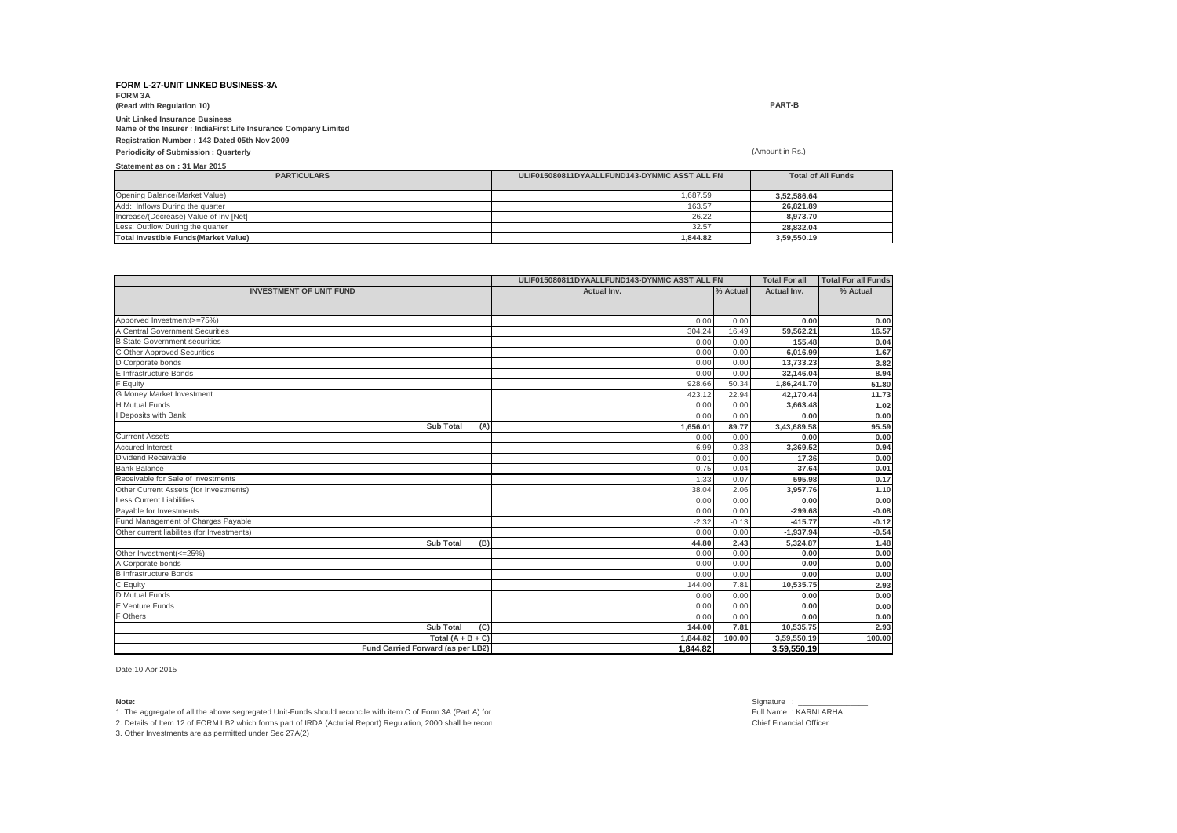**FORM L-27-UNIT LINKED BUSINESS-3A**

**FORM 3A**

**(Read with Regulation 10)**

**PART-B**

**Unit Linked Insurance Business**

**Name of the Insurer : IndiaFirst Life Insurance Company Limited**

**Registration Number : 143 Dated 05th Nov 2009**

**Periodicity of Submission : Quarterly**

(Amount in Rs.)

**Statement as on : 31 Mar 2015**

| PARTICULARS | ULIF015080811DYAALLFUND143-DYNMIC ASST ALL FN | Total of All Funds |
|---|---|---|
| Opening Balance(Market Value) | 1,687.59 | 3,52,586.64 |
| Add: Inflows During the quarter | 163.57 | 26,821.89 |
| Increase/(Decrease) Value of Inv [Net] | 26.22 | 8,973.70 |
| Less: Outflow During the quarter | 32.57 | 28,832.04 |
| **Total Investible Funds(Market Value)** | 1,844.82 | 3,59,550.19 |

| | ULIF015080811DYAALLFUND143-DYNMIC ASST ALL FN | | Total For all | Total For all Funds |
|---|---|---|---|---|
| INVESTMENT OF UNIT FUND | Actual Inv. | % Actual | Actual Inv. | % Actual |
| Apporved Investment(>=75%) | 0.00 | 0.00 | 0.00 | 0.00 |
| A Central Government Securities | 304.24 | 16.49 | 59,562.21 | 16.57 |
| B State Government securities | 0.00 | 0.00 | 155.48 | 0.04 |
| C Other Approved Securities | 0.00 | 0.00 | 6,016.99 | 1.67 |
| D Corporate bonds | 0.00 | 0.00 | 13,733.23 | 3.82 |
| E Infrastructure Bonds | 0.00 | 0.00 | 32,146.04 | 8.94 |
| F Equity | 928.66 | 50.34 | 1,86,241.70 | 51.80 |
| G Money Market Investment | 423.12 | 22.94 | 42,170.44 | 11.73 |
| H Mutual Funds | 0.00 | 0.00 | 3,663.48 | 1.02 |
| I Deposits with Bank | 0.00 | 0.00 | 0.00 | 0.00 |
| Sub Total (A) | 1,656.01 | 89.77 | 3,43,689.58 | 95.59 |
| Currrent Assets | 0.00 | 0.00 | 0.00 | 0.00 |
| Accured Interest | 6.99 | 0.38 | 3,369.52 | 0.94 |
| Dividend Receivable | 0.01 | 0.00 | 17.36 | 0.00 |
| Bank Balance | 0.75 | 0.04 | 37.64 | 0.01 |
| Receivable for Sale of investments | 1.33 | 0.07 | 595.98 | 0.17 |
| Other Current Assets (for Investments) | 38.04 | 2.06 | 3,957.76 | 1.10 |
| Less:Current Liabilities | 0.00 | 0.00 | 0.00 | 0.00 |
| Payable for Investments | 0.00 | 0.00 | -299.68 | -0.08 |
| Fund Management of Charges Payable | -2.32 | -0.13 | -415.77 | -0.12 |
| Other current liabilites (for Investments) | 0.00 | 0.00 | -1,937.94 | -0.54 |
| Sub Total (B) | 44.80 | 2.43 | 5,324.87 | 1.48 |
| Other Investment(<=25%) | 0.00 | 0.00 | 0.00 | 0.00 |
| A Corporate bonds | 0.00 | 0.00 | 0.00 | 0.00 |
| B Infrastructure Bonds | 0.00 | 0.00 | 0.00 | 0.00 |
| C Equity | 144.00 | 7.81 | 10,535.75 | 2.93 |
| D Mutual Funds | 0.00 | 0.00 | 0.00 | 0.00 |
| E Venture Funds | 0.00 | 0.00 | 0.00 | 0.00 |
| F Others | 0.00 | 0.00 | 0.00 | 0.00 |
| Sub Total (C) | 144.00 | 7.81 | 10,535.75 | 2.93 |
| Total (A + B + C) | 1,844.82 | 100.00 | 3,59,550.19 | 100.00 |
| Fund Carried Forward (as per LB2) | 1,844.82 | | 3,59,550.19 | |

Date:10 Apr 2015

**Note:**

1. The aggregate of all the above segregated Unit-Funds should reconcile with item C of Form 3A (Part A) for
2. Details of Item 12 of FORM LB2 which forms part of IRDA (Acturial Report) Regulation, 2000 shall be recon
3. Other Investments are as permitted under Sec 27A(2)

Signature : _______________

Full Name : KARNI ARHA

Chief Financial Officer